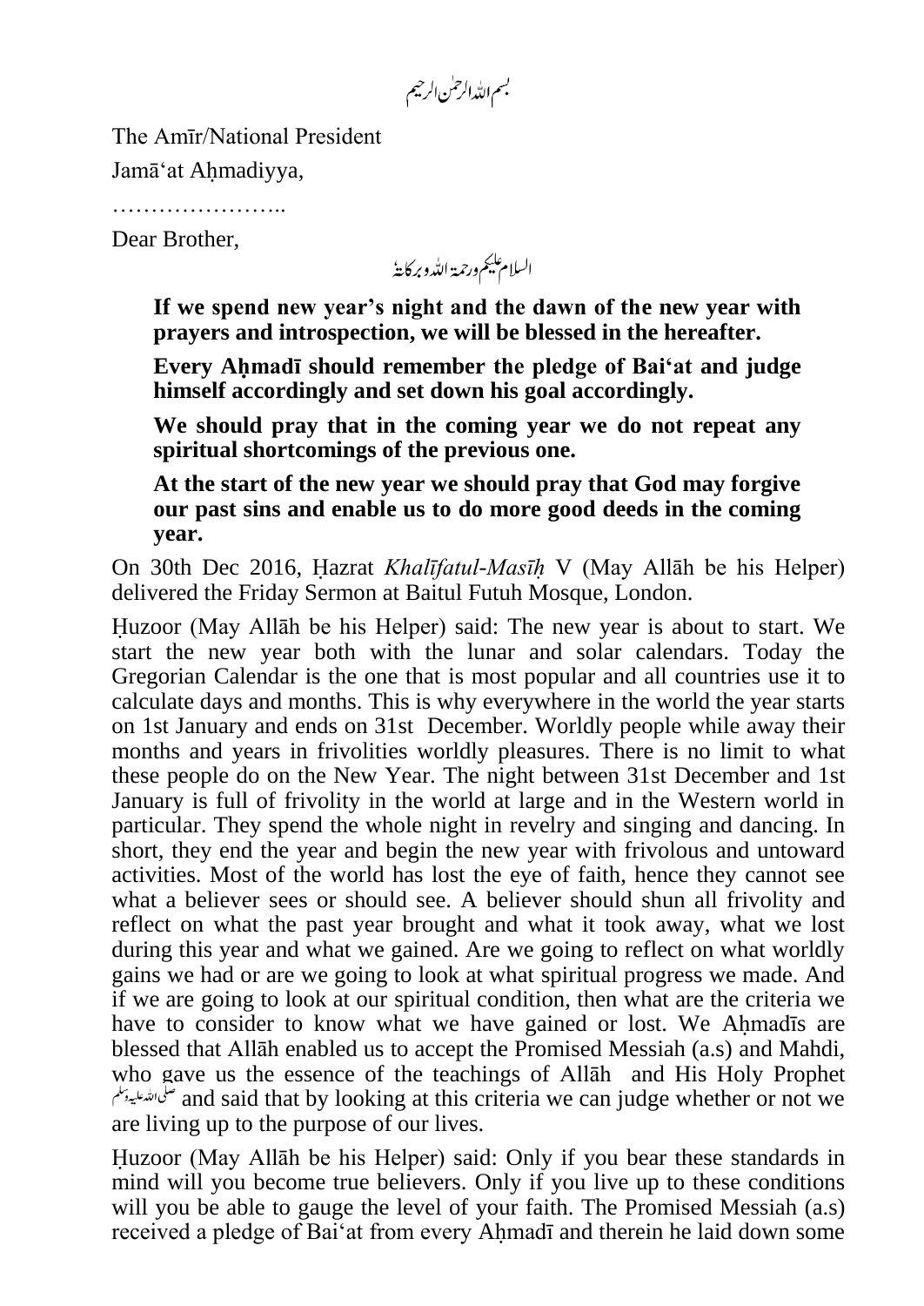بسم اللہ الرحمٰن الرحیم

The Amīr/National President

Jamā'at Aḥmadiyya,

…………………..

Dear Brother,

السلام علیکم ورحمۃ اللہ وبرکاتہٗ

> **If we spend new year's night and the dawn of the new year with prayers and introspection, we will be blessed in the hereafter.**
>
> **Every Aḥmadī should remember the pledge of Bai'at and judge himself accordingly and set down his goal accordingly.**
>
> **We should pray that in the coming year we do not repeat any spiritual shortcomings of the previous one.**
>
> **At the start of the new year we should pray that God may forgive our past sins and enable us to do more good deeds in the coming year.**

On 30th Dec 2016, Ḥazrat *Khalīfatul-Masīḥ* V (May Allāh be his Helper) delivered the Friday Sermon at Baitul Futuh Mosque, London.

Ḥuzoor (May Allāh be his Helper) said: The new year is about to start. We start the new year both with the lunar and solar calendars. Today the Gregorian Calendar is the one that is most popular and all countries use it to calculate days and months. This is why everywhere in the world the year starts on 1st January and ends on 31st December. Worldly people while away their months and years in frivolities worldly pleasures. There is no limit to what these people do on the New Year. The night between 31st December and 1st January is full of frivolity in the world at large and in the Western world in particular. They spend the whole night in revelry and singing and dancing. In short, they end the year and begin the new year with frivolous and untoward activities. Most of the world has lost the eye of faith, hence they cannot see what a believer sees or should see. A believer should shun all frivolity and reflect on what the past year brought and what it took away, what we lost during this year and what we gained. Are we going to reflect on what worldly gains we had or are we going to look at what spiritual progress we made. And if we are going to look at our spiritual condition, then what are the criteria we have to consider to know what we have gained or lost. We Aḥmadīs are blessed that Allāh enabled us to accept the Promised Messiah (a.s) and Mahdi, who gave us the essence of the teachings of Allāh and His Holy Prophet صلی اللہ علیہ وسلم and said that by looking at this criteria we can judge whether or not we are living up to the purpose of our lives.

Ḥuzoor (May Allāh be his Helper) said: Only if you bear these standards in mind will you become true believers. Only if you live up to these conditions will you be able to gauge the level of your faith. The Promised Messiah (a.s) received a pledge of Bai'at from every Aḥmadī and therein he laid down some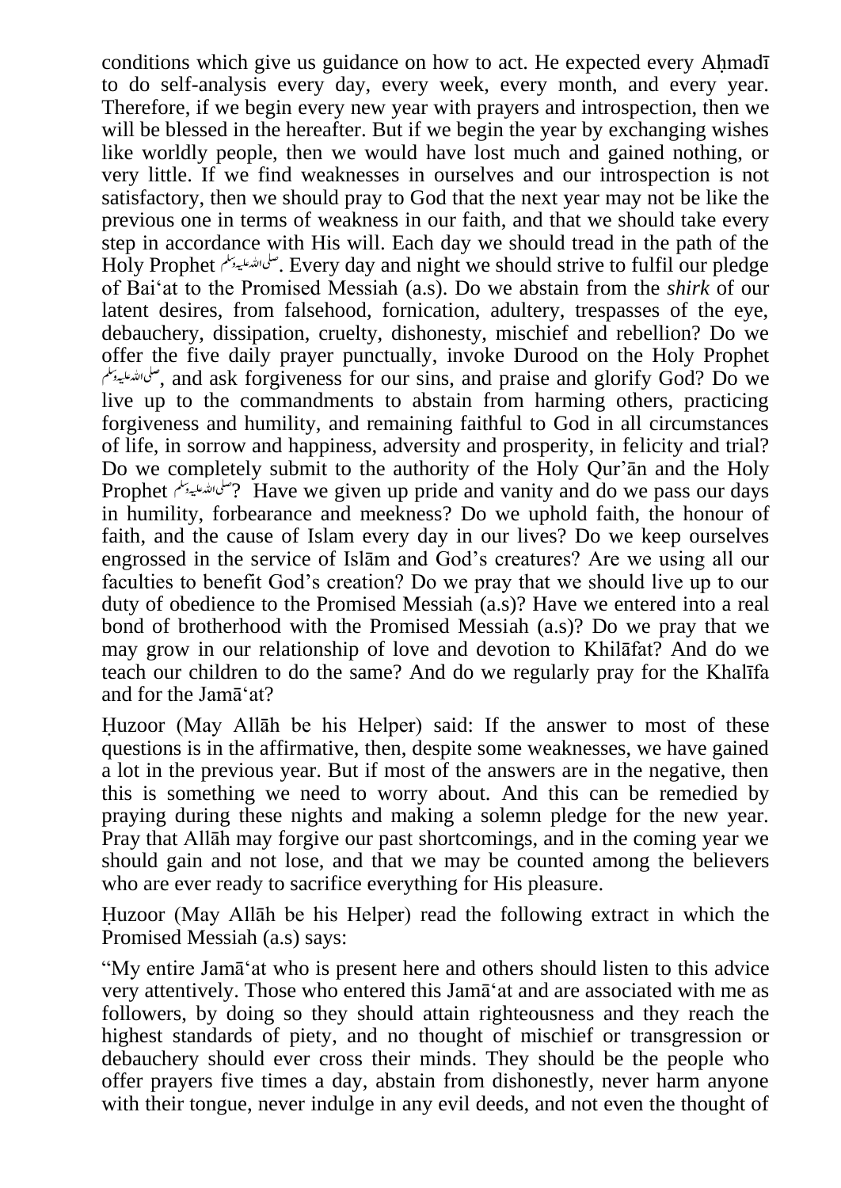conditions which give us guidance on how to act. He expected every Aḥmadī to do self-analysis every day, every week, every month, and every year. Therefore, if we begin every new year with prayers and introspection, then we will be blessed in the hereafter. But if we begin the year by exchanging wishes like worldly people, then we would have lost much and gained nothing, or very little. If we find weaknesses in ourselves and our introspection is not satisfactory, then we should pray to God that the next year may not be like the previous one in terms of weakness in our faith, and that we should take every step in accordance with His will. Each day we should tread in the path of the Holy Prophet صلی اللہ علیہ وسلم. Every day and night we should strive to fulfil our pledge of Bai'at to the Promised Messiah (a.s). Do we abstain from the *shirk* of our latent desires, from falsehood, fornication, adultery, trespasses of the eye, debauchery, dissipation, cruelty, dishonesty, mischief and rebellion? Do we offer the five daily prayer punctually, invoke Durood on the Holy Prophet صلی اللہ علیہ وسلم, and ask forgiveness for our sins, and praise and glorify God? Do we live up to the commandments to abstain from harming others, practicing forgiveness and humility, and remaining faithful to God in all circumstances of life, in sorrow and happiness, adversity and prosperity, in felicity and trial? Do we completely submit to the authority of the Holy Qur'ān and the Holy Prophet صلی اللہ علیہ وسلم? Have we given up pride and vanity and do we pass our days in humility, forbearance and meekness? Do we uphold faith, the honour of faith, and the cause of Islam every day in our lives? Do we keep ourselves engrossed in the service of Islām and God's creatures? Are we using all our faculties to benefit God's creation? Do we pray that we should live up to our duty of obedience to the Promised Messiah (a.s)? Have we entered into a real bond of brotherhood with the Promised Messiah (a.s)? Do we pray that we may grow in our relationship of love and devotion to Khilāfat? And do we teach our children to do the same? And do we regularly pray for the Khalīfa and for the Jamā'at?

Ḥuzoor (May Allāh be his Helper) said: If the answer to most of these questions is in the affirmative, then, despite some weaknesses, we have gained a lot in the previous year. But if most of the answers are in the negative, then this is something we need to worry about. And this can be remedied by praying during these nights and making a solemn pledge for the new year. Pray that Allāh may forgive our past shortcomings, and in the coming year we should gain and not lose, and that we may be counted among the believers who are ever ready to sacrifice everything for His pleasure.

Ḥuzoor (May Allāh be his Helper) read the following extract in which the Promised Messiah (a.s) says:

"My entire Jamā'at who is present here and others should listen to this advice very attentively. Those who entered this Jamā'at and are associated with me as followers, by doing so they should attain righteousness and they reach the highest standards of piety, and no thought of mischief or transgression or debauchery should ever cross their minds. They should be the people who offer prayers five times a day, abstain from dishonestly, never harm anyone with their tongue, never indulge in any evil deeds, and not even the thought of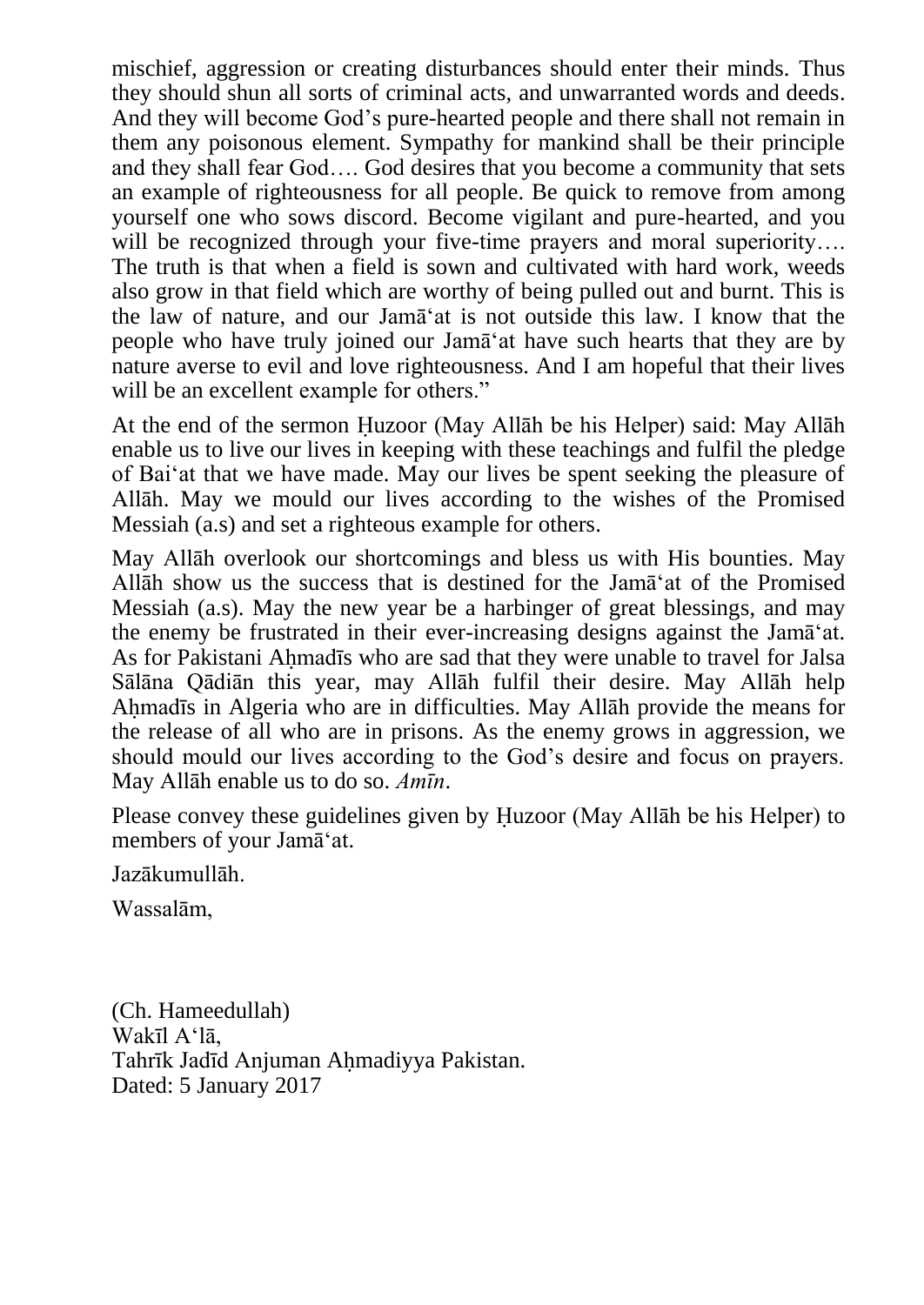mischief, aggression or creating disturbances should enter their minds. Thus they should shun all sorts of criminal acts, and unwarranted words and deeds. And they will become God's pure-hearted people and there shall not remain in them any poisonous element. Sympathy for mankind shall be their principle and they shall fear God…. God desires that you become a community that sets an example of righteousness for all people. Be quick to remove from among yourself one who sows discord. Become vigilant and pure-hearted, and you will be recognized through your five-time prayers and moral superiority…. The truth is that when a field is sown and cultivated with hard work, weeds also grow in that field which are worthy of being pulled out and burnt. This is the law of nature, and our Jamā'at is not outside this law. I know that the people who have truly joined our Jamā'at have such hearts that they are by nature averse to evil and love righteousness. And I am hopeful that their lives will be an excellent example for others."

At the end of the sermon Ḥuzoor (May Allāh be his Helper) said: May Allāh enable us to live our lives in keeping with these teachings and fulfil the pledge of Bai'at that we have made. May our lives be spent seeking the pleasure of Allāh. May we mould our lives according to the wishes of the Promised Messiah (a.s) and set a righteous example for others.

May Allāh overlook our shortcomings and bless us with His bounties. May Allāh show us the success that is destined for the Jamā'at of the Promised Messiah (a.s). May the new year be a harbinger of great blessings, and may the enemy be frustrated in their ever-increasing designs against the Jamā'at. As for Pakistani Aḥmadīs who are sad that they were unable to travel for Jalsa Sālāna Qādiān this year, may Allāh fulfil their desire. May Allāh help Aḥmadīs in Algeria who are in difficulties. May Allāh provide the means for the release of all who are in prisons. As the enemy grows in aggression, we should mould our lives according to the God's desire and focus on prayers. May Allāh enable us to do so. *Amīn*.

Please convey these guidelines given by Ḥuzoor (May Allāh be his Helper) to members of your Jamā'at.

Jazākumullāh.

Wassalām,

(Ch. Hameedullah)
Wakīl A'lā,
Tahrīk Jadīd Anjuman Aḥmadiyya Pakistan.
Dated: 5 January 2017